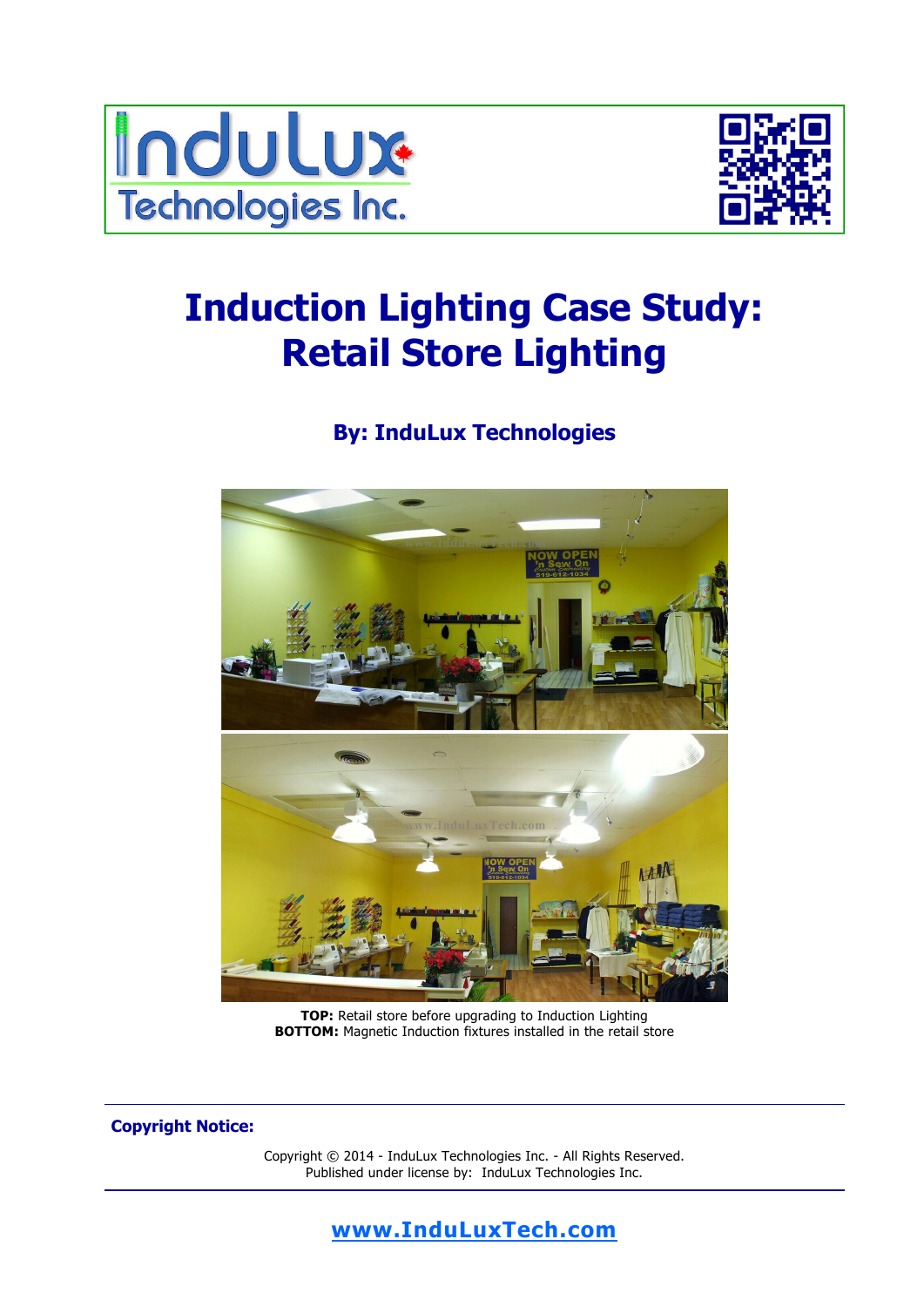InduLux Technologies Inc.

# Induction Lighting Case Study: Retail Store Lighting

### By: InduLux Technologies

**TOP:** Retail store before upgrading to Induction Lighting
**BOTTOM:** Magnetic Induction fixtures installed in the retail store

**Copyright Notice:**

Copyright © 2014 - InduLux Technologies Inc. - All Rights Reserved.
Published under license by: InduLux Technologies Inc.

**www.InduLuxTech.com**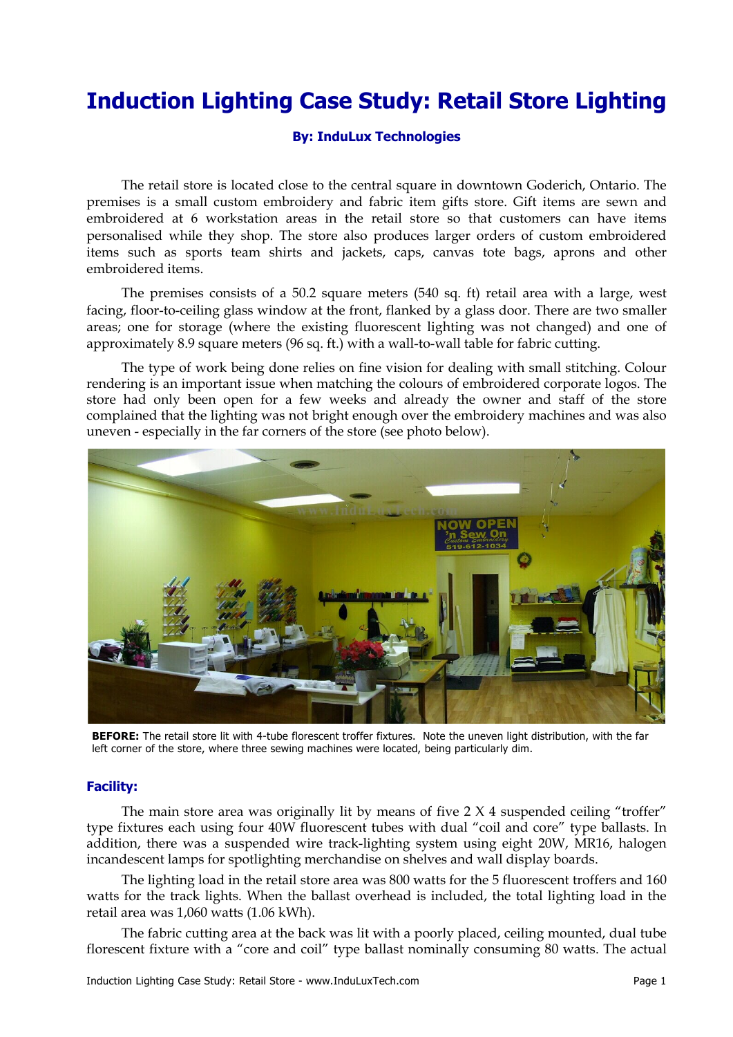# Induction Lighting Case Study: Retail Store Lighting

**By: InduLux Technologies**

The retail store is located close to the central square in downtown Goderich, Ontario. The premises is a small custom embroidery and fabric item gifts store. Gift items are sewn and embroidered at 6 workstation areas in the retail store so that customers can have items personalised while they shop. The store also produces larger orders of custom embroidered items such as sports team shirts and jackets, caps, canvas tote bags, aprons and other embroidered items.

The premises consists of a 50.2 square meters (540 sq. ft) retail area with a large, west facing, floor-to-ceiling glass window at the front, flanked by a glass door. There are two smaller areas; one for storage (where the existing fluorescent lighting was not changed) and one of approximately 8.9 square meters (96 sq. ft.) with a wall-to-wall table for fabric cutting.

The type of work being done relies on fine vision for dealing with small stitching. Colour rendering is an important issue when matching the colours of embroidered corporate logos. The store had only been open for a few weeks and already the owner and staff of the store complained that the lighting was not bright enough over the embroidery machines and was also uneven - especially in the far corners of the store (see photo below).

**BEFORE:** The retail store lit with 4-tube florescent troffer fixtures. Note the uneven light distribution, with the far left corner of the store, where three sewing machines were located, being particularly dim.

### Facility:

The main store area was originally lit by means of five 2 X 4 suspended ceiling "troffer" type fixtures each using four 40W fluorescent tubes with dual "coil and core" type ballasts. In addition, there was a suspended wire track-lighting system using eight 20W, MR16, halogen incandescent lamps for spotlighting merchandise on shelves and wall display boards.

The lighting load in the retail store area was 800 watts for the 5 fluorescent troffers and 160 watts for the track lights. When the ballast overhead is included, the total lighting load in the retail area was 1,060 watts (1.06 kWh).

The fabric cutting area at the back was lit with a poorly placed, ceiling mounted, dual tube florescent fixture with a "core and coil" type ballast nominally consuming 80 watts. The actual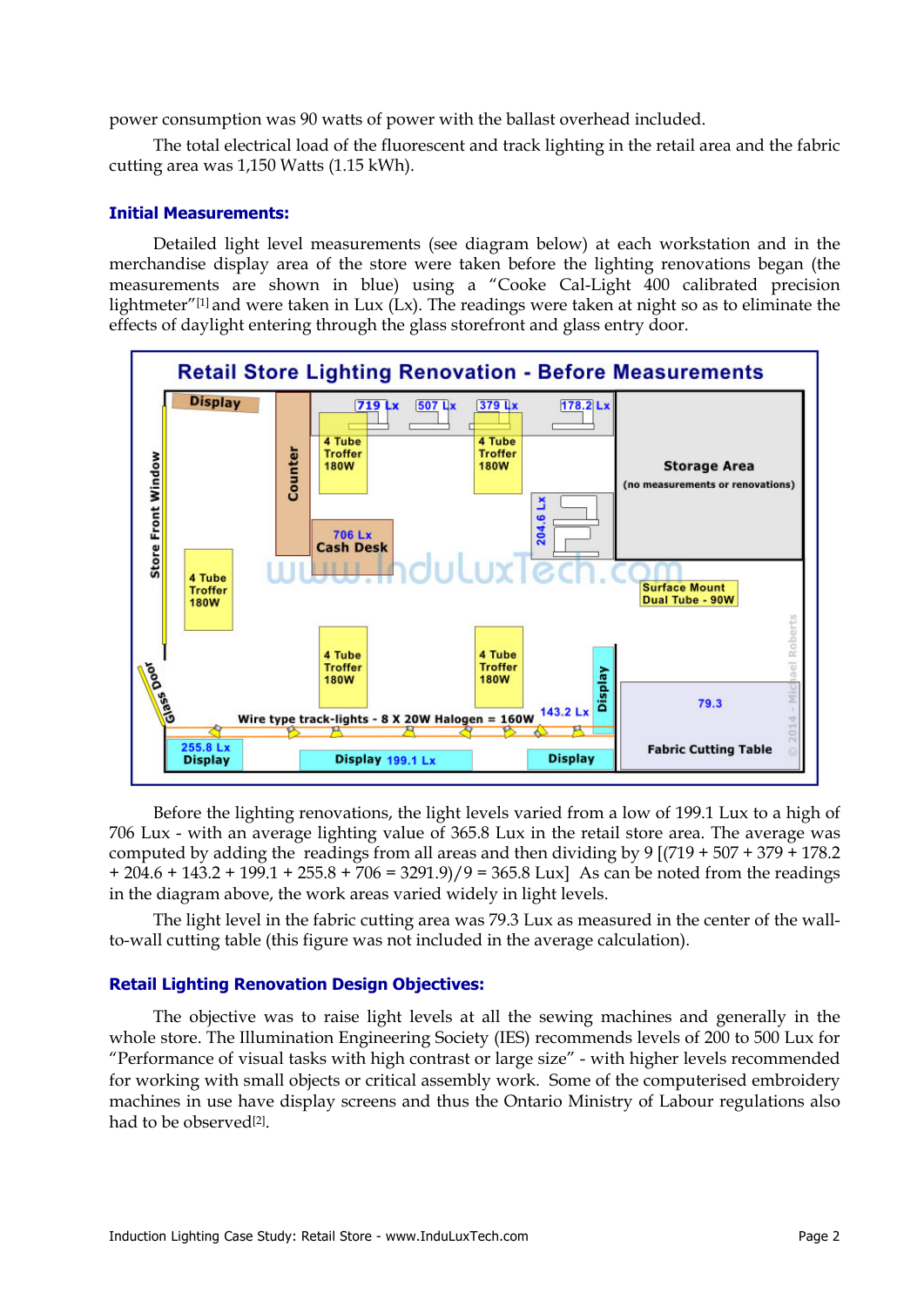power consumption was 90 watts of power with the ballast overhead included.

The total electrical load of the fluorescent and track lighting in the retail area and the fabric cutting area was 1,150 Watts (1.15 kWh).

## Initial Measurements:

Detailed light level measurements (see diagram below) at each workstation and in the merchandise display area of the store were taken before the lighting renovations began (the measurements are shown in blue) using a "Cooke Cal-Light 400 calibrated precision lightmeter"[1] and were taken in Lux (Lx). The readings were taken at night so as to eliminate the effects of daylight entering through the glass storefront and glass entry door.

Before the lighting renovations, the light levels varied from a low of 199.1 Lux to a high of 706 Lux - with an average lighting value of 365.8 Lux in the retail store area. The average was computed by adding the readings from all areas and then dividing by 9 [(719 + 507 + 379 + 178.2 + 204.6 + 143.2 + 199.1 + 255.8 + 706 = 3291.9)/9 = 365.8 Lux] As can be noted from the readings in the diagram above, the work areas varied widely in light levels.

The light level in the fabric cutting area was 79.3 Lux as measured in the center of the wall-to-wall cutting table (this figure was not included in the average calculation).

## Retail Lighting Renovation Design Objectives:

The objective was to raise light levels at all the sewing machines and generally in the whole store. The Illumination Engineering Society (IES) recommends levels of 200 to 500 Lux for "Performance of visual tasks with high contrast or large size" - with higher levels recommended for working with small objects or critical assembly work. Some of the computerised embroidery machines in use have display screens and thus the Ontario Ministry of Labour regulations also had to be observed[2].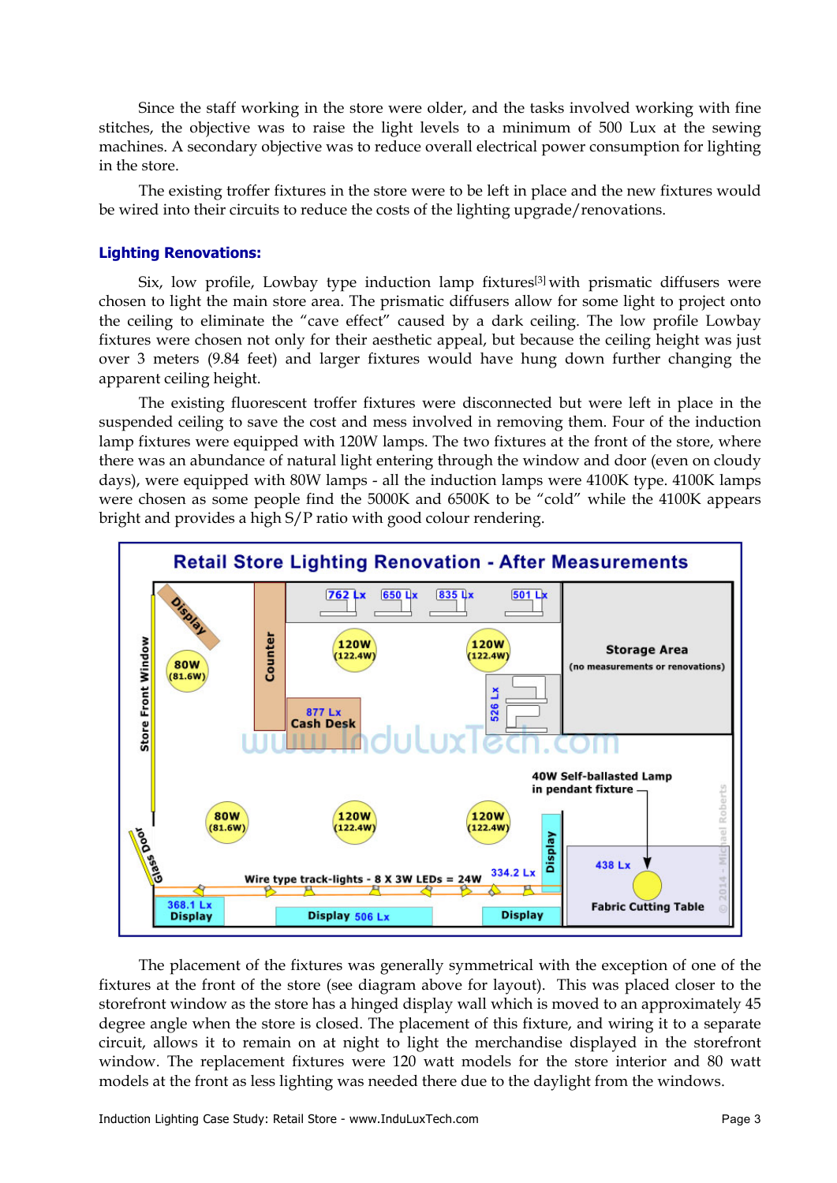Since the staff working in the store were older, and the tasks involved working with fine stitches, the objective was to raise the light levels to a minimum of 500 Lux at the sewing machines. A secondary objective was to reduce overall electrical power consumption for lighting in the store.

The existing troffer fixtures in the store were to be left in place and the new fixtures would be wired into their circuits to reduce the costs of the lighting upgrade/renovations.

### Lighting Renovations:

Six, low profile, Lowbay type induction lamp fixtures[3] with prismatic diffusers were chosen to light the main store area. The prismatic diffusers allow for some light to project onto the ceiling to eliminate the "cave effect" caused by a dark ceiling. The low profile Lowbay fixtures were chosen not only for their aesthetic appeal, but because the ceiling height was just over 3 meters (9.84 feet) and larger fixtures would have hung down further changing the apparent ceiling height.

The existing fluorescent troffer fixtures were disconnected but were left in place in the suspended ceiling to save the cost and mess involved in removing them. Four of the induction lamp fixtures were equipped with 120W lamps. The two fixtures at the front of the store, where there was an abundance of natural light entering through the window and door (even on cloudy days), were equipped with 80W lamps - all the induction lamps were 4100K type. 4100K lamps were chosen as some people find the 5000K and 6500K to be "cold" while the 4100K appears bright and provides a high S/P ratio with good colour rendering.

**Retail Store Lighting Renovation - After Measurements**

Display | Counter | 762 Lx | 650 Lx | 835 Lx | 501 Lx | Storage Area (no measurements or renovations) | 80W (81.6W) | 120W (122.4W) | 120W (122.4W) | 526 Lx | 877 Lx Cash Desk | Store Front Window | 40W Self-ballasted Lamp in pendant fixture | 80W (81.6W) | 120W (122.4W) | 120W (122.4W) | Display | Glass Door | Wire type track-lights - 8 X 3W LEDs = 24W | 334.2 Lx | 438 Lx | 368.1 Lx Display | Display 506 Lx | Display | Fabric Cutting Table | www.InduLuxTech.com | © 2014 - Michael Roberts

The placement of the fixtures was generally symmetrical with the exception of one of the fixtures at the front of the store (see diagram above for layout). This was placed closer to the storefront window as the store has a hinged display wall which is moved to an approximately 45 degree angle when the store is closed. The placement of this fixture, and wiring it to a separate circuit, allows it to remain on at night to light the merchandise displayed in the storefront window. The replacement fixtures were 120 watt models for the store interior and 80 watt models at the front as less lighting was needed there due to the daylight from the windows.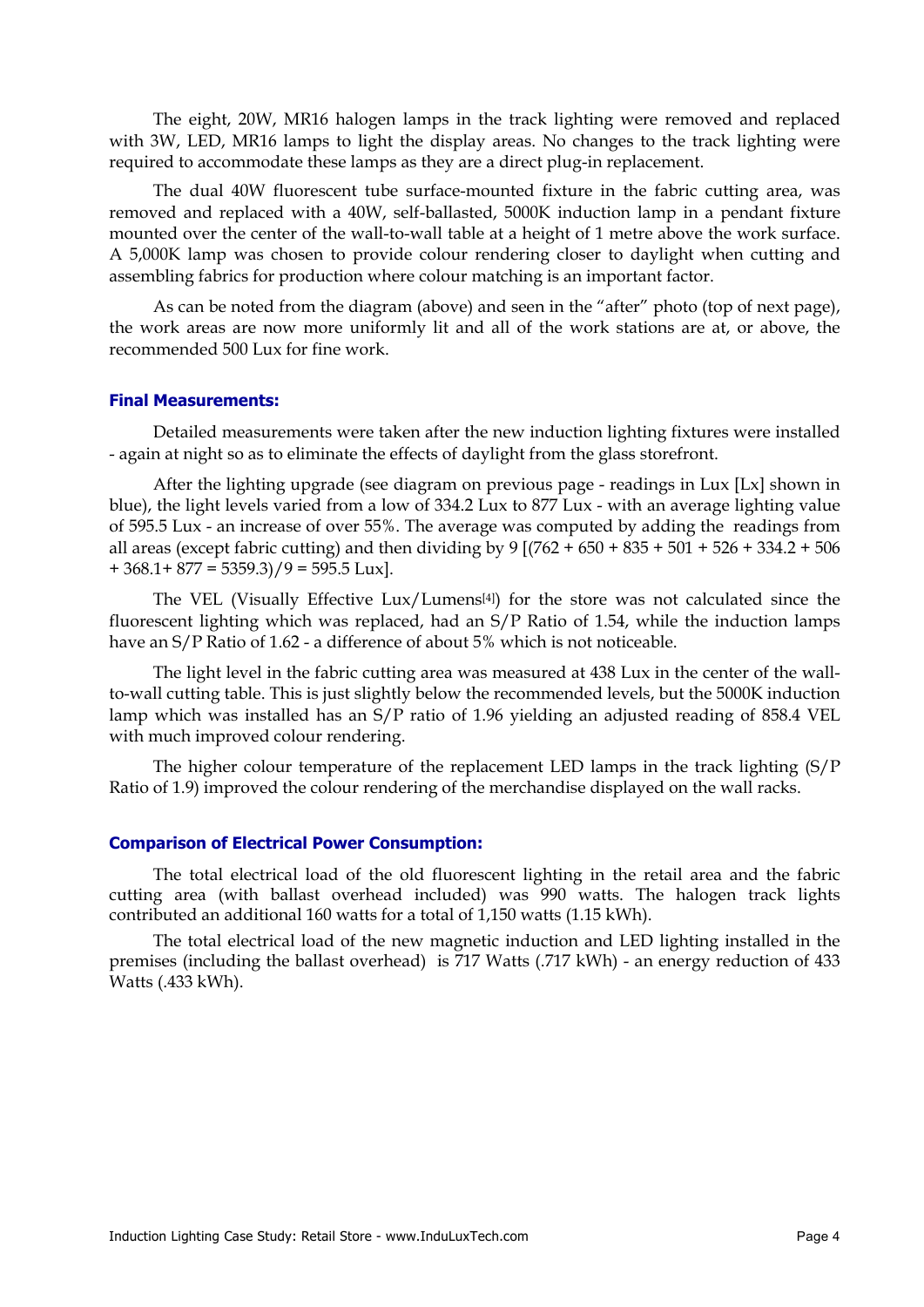The eight, 20W, MR16 halogen lamps in the track lighting were removed and replaced with 3W, LED, MR16 lamps to light the display areas. No changes to the track lighting were required to accommodate these lamps as they are a direct plug-in replacement.

The dual 40W fluorescent tube surface-mounted fixture in the fabric cutting area, was removed and replaced with a 40W, self-ballasted, 5000K induction lamp in a pendant fixture mounted over the center of the wall-to-wall table at a height of 1 metre above the work surface. A 5,000K lamp was chosen to provide colour rendering closer to daylight when cutting and assembling fabrics for production where colour matching is an important factor.

As can be noted from the diagram (above) and seen in the "after" photo (top of next page), the work areas are now more uniformly lit and all of the work stations are at, or above, the recommended 500 Lux for fine work.

### Final Measurements:

Detailed measurements were taken after the new induction lighting fixtures were installed - again at night so as to eliminate the effects of daylight from the glass storefront.

After the lighting upgrade (see diagram on previous page - readings in Lux [Lx] shown in blue), the light levels varied from a low of 334.2 Lux to 877 Lux - with an average lighting value of 595.5 Lux - an increase of over 55%. The average was computed by adding the readings from all areas (except fabric cutting) and then dividing by 9 [(762 + 650 + 835 + 501 + 526 + 334.2 + 506 + 368.1+ 877 = 5359.3)/9 = 595.5 Lux].

The VEL (Visually Effective Lux/Lumens[4]) for the store was not calculated since the fluorescent lighting which was replaced, had an S/P Ratio of 1.54, while the induction lamps have an S/P Ratio of 1.62 - a difference of about 5% which is not noticeable.

The light level in the fabric cutting area was measured at 438 Lux in the center of the wall-to-wall cutting table. This is just slightly below the recommended levels, but the 5000K induction lamp which was installed has an S/P ratio of 1.96 yielding an adjusted reading of 858.4 VEL with much improved colour rendering.

The higher colour temperature of the replacement LED lamps in the track lighting (S/P Ratio of 1.9) improved the colour rendering of the merchandise displayed on the wall racks.

### Comparison of Electrical Power Consumption:

The total electrical load of the old fluorescent lighting in the retail area and the fabric cutting area (with ballast overhead included) was 990 watts. The halogen track lights contributed an additional 160 watts for a total of 1,150 watts (1.15 kWh).

The total electrical load of the new magnetic induction and LED lighting installed in the premises (including the ballast overhead) is 717 Watts (.717 kWh) - an energy reduction of 433 Watts (.433 kWh).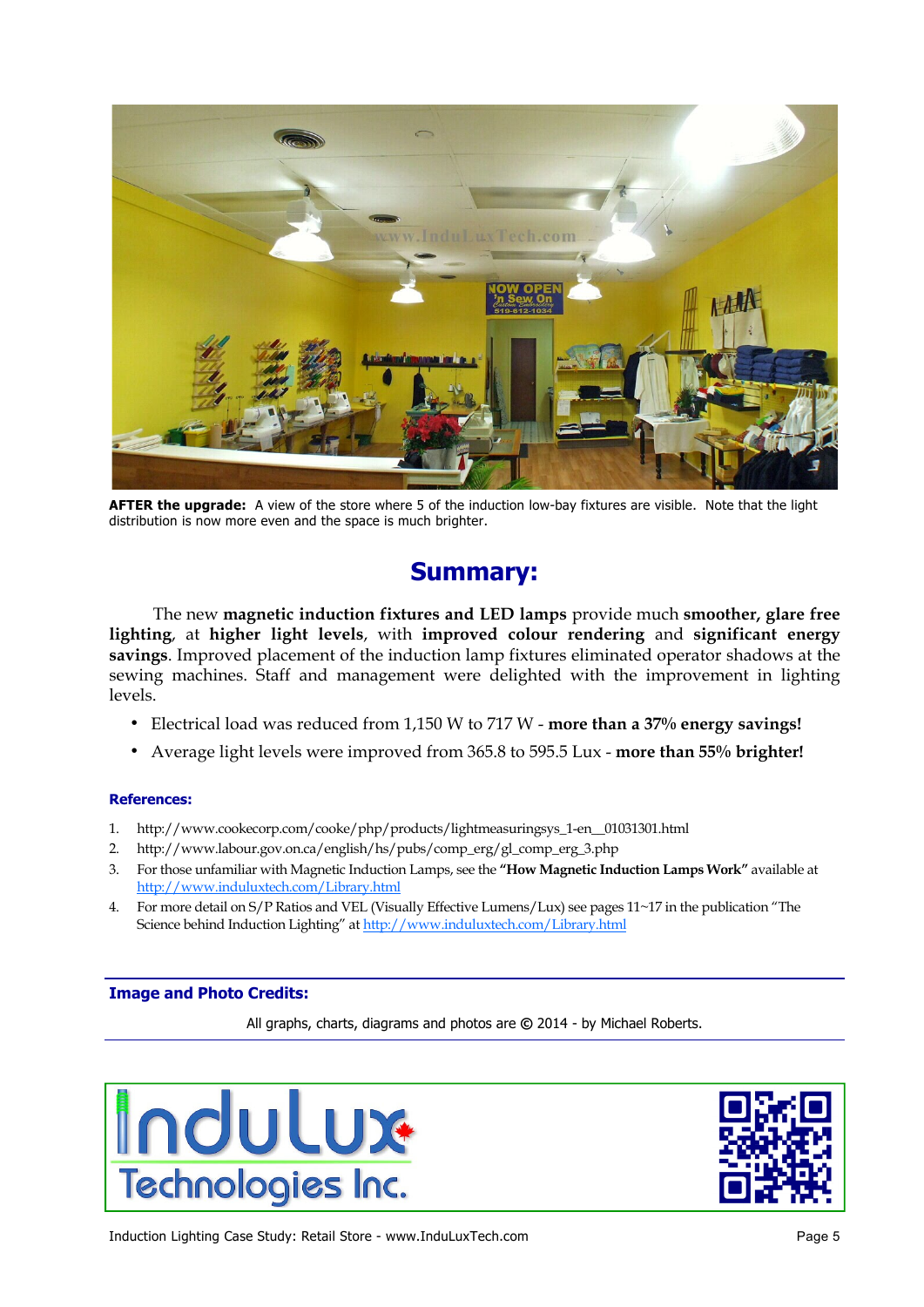**AFTER the upgrade:** A view of the store where 5 of the induction low-bay fixtures are visible. Note that the light distribution is now more even and the space is much brighter.

## Summary:

The new **magnetic induction fixtures and LED lamps** provide much **smoother, glare free lighting**, at **higher light levels**, with **improved colour rendering** and **significant energy savings**. Improved placement of the induction lamp fixtures eliminated operator shadows at the sewing machines. Staff and management were delighted with the improvement in lighting levels.

- Electrical load was reduced from 1,150 W to 717 W - **more than a 37% energy savings!**
- Average light levels were improved from 365.8 to 595.5 Lux - **more than 55% brighter!**

### References:

1. http://www.cookecorp.com/cooke/php/products/lightmeasuringsys_1-en__01031301.html
2. http://www.labour.gov.on.ca/english/hs/pubs/comp_erg/gl_comp_erg_3.php
3. For those unfamiliar with Magnetic Induction Lamps, see the **"How Magnetic Induction Lamps Work"** available at http://www.induluxtech.com/Library.html
4. For more detail on S/P Ratios and VEL (Visually Effective Lumens/Lux) see pages 11~17 in the publication "The Science behind Induction Lighting" at http://www.induluxtech.com/Library.html

### Image and Photo Credits:

All graphs, charts, diagrams and photos are © 2014 - by Michael Roberts.

InduLux Technologies Inc.